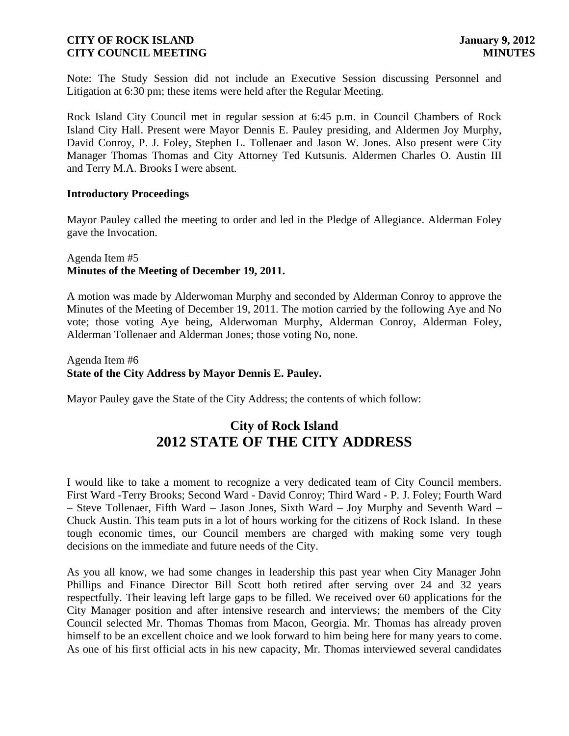Note: The Study Session did not include an Executive Session discussing Personnel and Litigation at 6:30 pm; these items were held after the Regular Meeting.

Rock Island City Council met in regular session at 6:45 p.m. in Council Chambers of Rock Island City Hall. Present were Mayor Dennis E. Pauley presiding, and Aldermen Joy Murphy, David Conroy, P. J. Foley, Stephen L. Tollenaer and Jason W. Jones. Also present were City Manager Thomas Thomas and City Attorney Ted Kutsunis. Aldermen Charles O. Austin III and Terry M.A. Brooks I were absent.

**Introductory Proceedings**

Mayor Pauley called the meeting to order and led in the Pledge of Allegiance. Alderman Foley gave the Invocation.

Agenda Item #5
**Minutes of the Meeting of December 19, 2011.**

A motion was made by Alderwoman Murphy and seconded by Alderman Conroy to approve the Minutes of the Meeting of December 19, 2011. The motion carried by the following Aye and No vote; those voting Aye being, Alderwoman Murphy, Alderman Conroy, Alderman Foley, Alderman Tollenaer and Alderman Jones; those voting No, none.

Agenda Item #6
**State of the City Address by Mayor Dennis E. Pauley.**

Mayor Pauley gave the State of the City Address; the contents of which follow:

# City of Rock Island
# 2012 STATE OF THE CITY ADDRESS

I would like to take a moment to recognize a very dedicated team of City Council members. First Ward -Terry Brooks; Second Ward - David Conroy; Third Ward - P. J. Foley; Fourth Ward – Steve Tollenaer, Fifth Ward – Jason Jones, Sixth Ward – Joy Murphy and Seventh Ward – Chuck Austin. This team puts in a lot of hours working for the citizens of Rock Island. In these tough economic times, our Council members are charged with making some very tough decisions on the immediate and future needs of the City.

As you all know, we had some changes in leadership this past year when City Manager John Phillips and Finance Director Bill Scott both retired after serving over 24 and 32 years respectfully. Their leaving left large gaps to be filled. We received over 60 applications for the City Manager position and after intensive research and interviews; the members of the City Council selected Mr. Thomas Thomas from Macon, Georgia. Mr. Thomas has already proven himself to be an excellent choice and we look forward to him being here for many years to come. As one of his first official acts in his new capacity, Mr. Thomas interviewed several candidates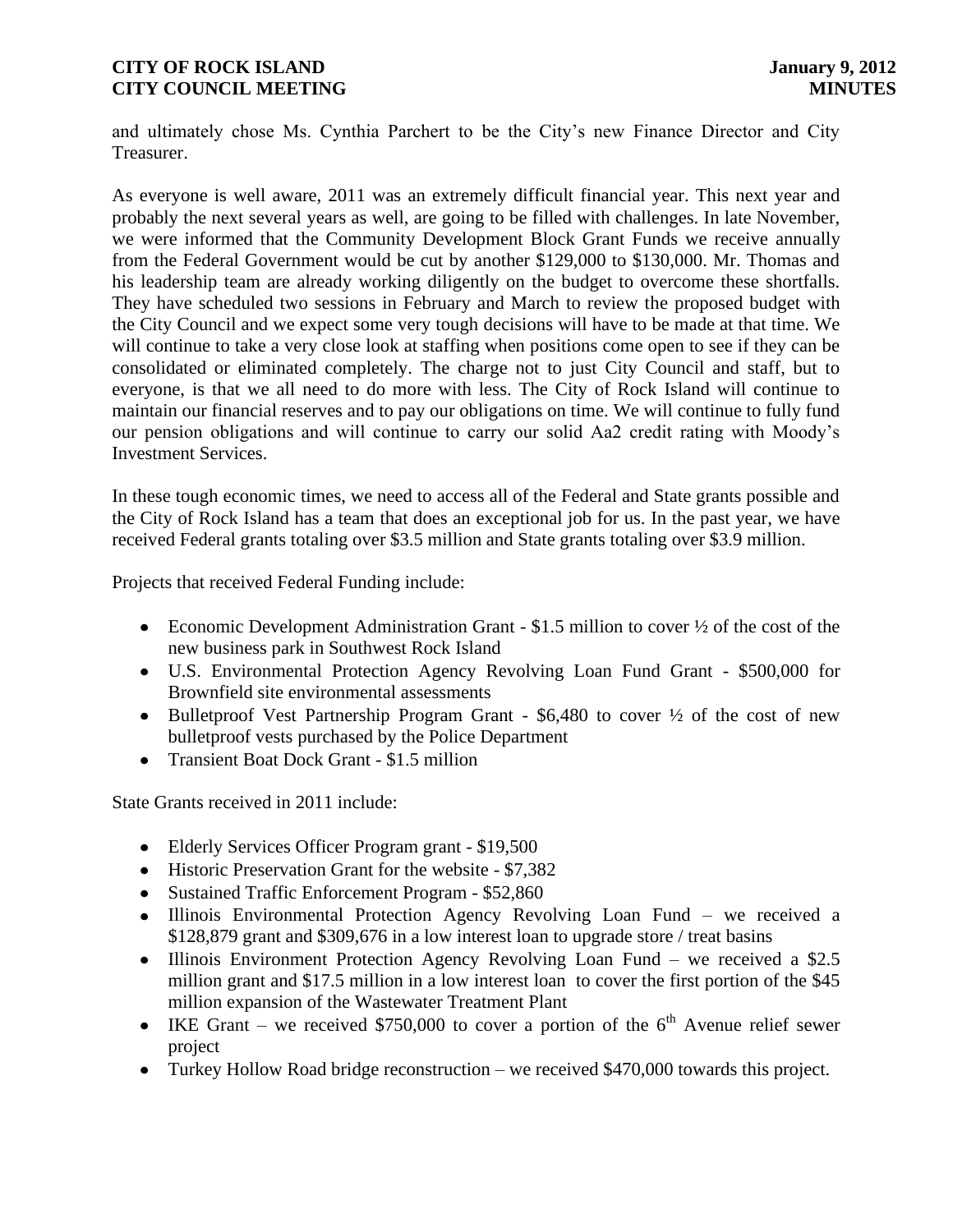and ultimately chose Ms. Cynthia Parchert to be the City's new Finance Director and City Treasurer.

As everyone is well aware, 2011 was an extremely difficult financial year. This next year and probably the next several years as well, are going to be filled with challenges. In late November, we were informed that the Community Development Block Grant Funds we receive annually from the Federal Government would be cut by another $129,000 to $130,000. Mr. Thomas and his leadership team are already working diligently on the budget to overcome these shortfalls. They have scheduled two sessions in February and March to review the proposed budget with the City Council and we expect some very tough decisions will have to be made at that time. We will continue to take a very close look at staffing when positions come open to see if they can be consolidated or eliminated completely. The charge not to just City Council and staff, but to everyone, is that we all need to do more with less. The City of Rock Island will continue to maintain our financial reserves and to pay our obligations on time. We will continue to fully fund our pension obligations and will continue to carry our solid Aa2 credit rating with Moody's Investment Services.

In these tough economic times, we need to access all of the Federal and State grants possible and the City of Rock Island has a team that does an exceptional job for us. In the past year, we have received Federal grants totaling over $3.5 million and State grants totaling over $3.9 million.

Projects that received Federal Funding include:

- Economic Development Administration Grant - $1.5 million to cover ½ of the cost of the new business park in Southwest Rock Island
- U.S. Environmental Protection Agency Revolving Loan Fund Grant - $500,000 for Brownfield site environmental assessments
- Bulletproof Vest Partnership Program Grant - $6,480 to cover ½ of the cost of new bulletproof vests purchased by the Police Department
- Transient Boat Dock Grant - $1.5 million

State Grants received in 2011 include:

- Elderly Services Officer Program grant - $19,500
- Historic Preservation Grant for the website - $7,382
- Sustained Traffic Enforcement Program - $52,860
- Illinois Environmental Protection Agency Revolving Loan Fund – we received a $128,879 grant and $309,676 in a low interest loan to upgrade store / treat basins
- Illinois Environment Protection Agency Revolving Loan Fund – we received a $2.5 million grant and $17.5 million in a low interest loan to cover the first portion of the $45 million expansion of the Wastewater Treatment Plant
- IKE Grant – we received $750,000 to cover a portion of the 6th Avenue relief sewer project
- Turkey Hollow Road bridge reconstruction – we received $470,000 towards this project.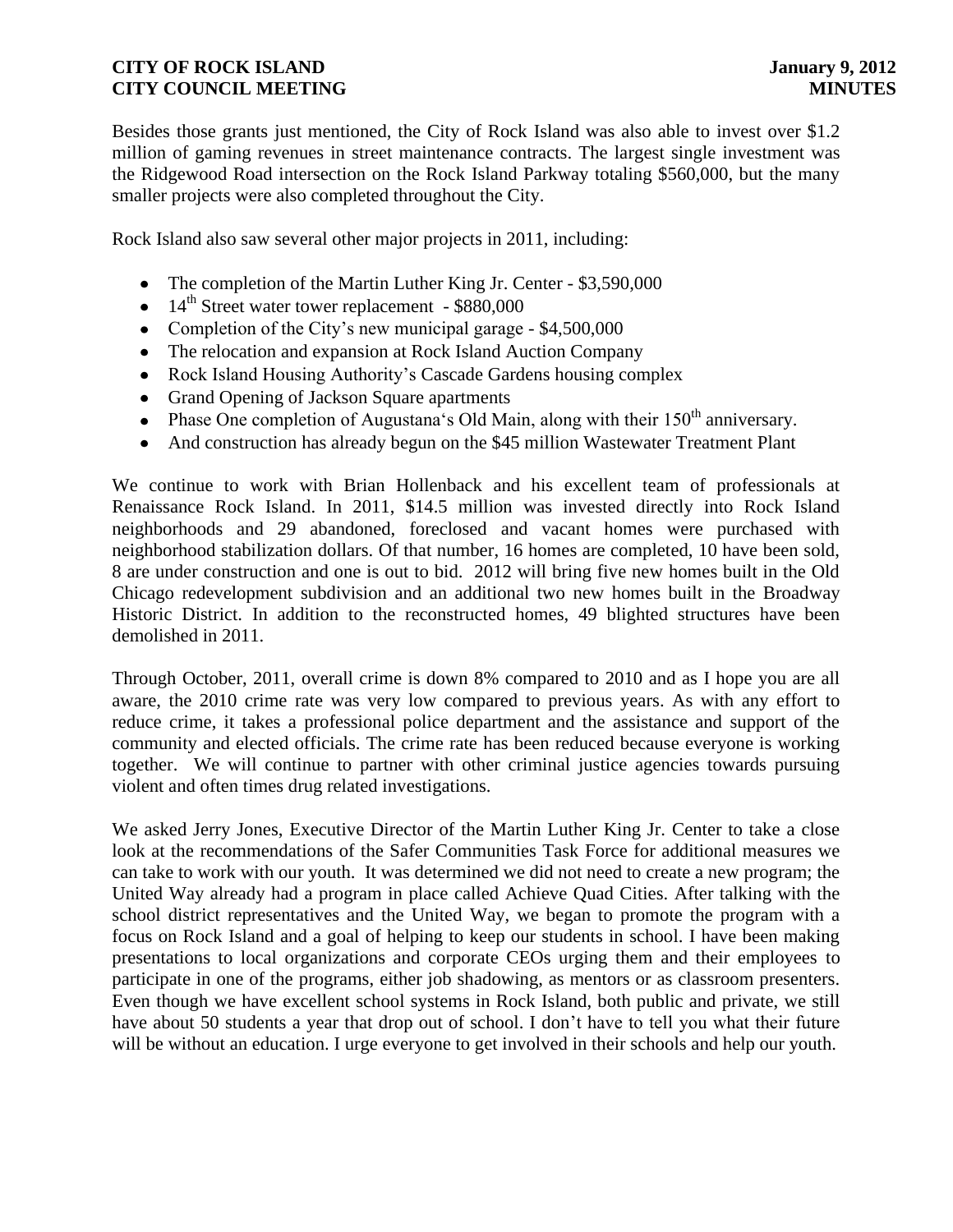Besides those grants just mentioned, the City of Rock Island was also able to invest over $1.2 million of gaming revenues in street maintenance contracts. The largest single investment was the Ridgewood Road intersection on the Rock Island Parkway totaling $560,000, but the many smaller projects were also completed throughout the City.

Rock Island also saw several other major projects in 2011, including:

- The completion of the Martin Luther King Jr. Center - $3,590,000
- 14th Street water tower replacement - $880,000
- Completion of the City's new municipal garage - $4,500,000
- The relocation and expansion at Rock Island Auction Company
- Rock Island Housing Authority's Cascade Gardens housing complex
- Grand Opening of Jackson Square apartments
- Phase One completion of Augustana's Old Main, along with their 150th anniversary.
- And construction has already begun on the $45 million Wastewater Treatment Plant

We continue to work with Brian Hollenback and his excellent team of professionals at Renaissance Rock Island. In 2011, $14.5 million was invested directly into Rock Island neighborhoods and 29 abandoned, foreclosed and vacant homes were purchased with neighborhood stabilization dollars. Of that number, 16 homes are completed, 10 have been sold, 8 are under construction and one is out to bid. 2012 will bring five new homes built in the Old Chicago redevelopment subdivision and an additional two new homes built in the Broadway Historic District. In addition to the reconstructed homes, 49 blighted structures have been demolished in 2011.

Through October, 2011, overall crime is down 8% compared to 2010 and as I hope you are all aware, the 2010 crime rate was very low compared to previous years. As with any effort to reduce crime, it takes a professional police department and the assistance and support of the community and elected officials. The crime rate has been reduced because everyone is working together. We will continue to partner with other criminal justice agencies towards pursuing violent and often times drug related investigations.

We asked Jerry Jones, Executive Director of the Martin Luther King Jr. Center to take a close look at the recommendations of the Safer Communities Task Force for additional measures we can take to work with our youth. It was determined we did not need to create a new program; the United Way already had a program in place called Achieve Quad Cities. After talking with the school district representatives and the United Way, we began to promote the program with a focus on Rock Island and a goal of helping to keep our students in school. I have been making presentations to local organizations and corporate CEOs urging them and their employees to participate in one of the programs, either job shadowing, as mentors or as classroom presenters. Even though we have excellent school systems in Rock Island, both public and private, we still have about 50 students a year that drop out of school. I don't have to tell you what their future will be without an education. I urge everyone to get involved in their schools and help our youth.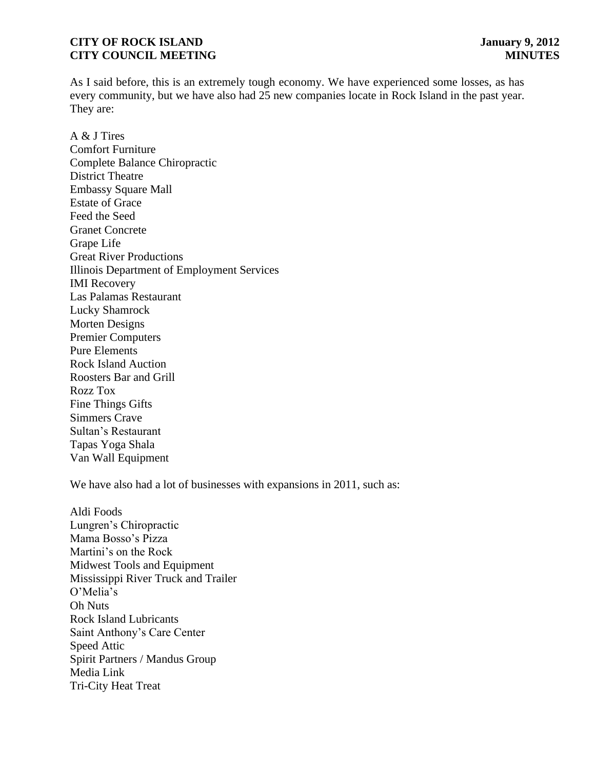As I said before, this is an extremely tough economy. We have experienced some losses, as has every community, but we have also had 25 new companies locate in Rock Island in the past year. They are:

A & J Tires
Comfort Furniture
Complete Balance Chiropractic
District Theatre
Embassy Square Mall
Estate of Grace
Feed the Seed
Granet Concrete
Grape Life
Great River Productions
Illinois Department of Employment Services
IMI Recovery
Las Palamas Restaurant
Lucky Shamrock
Morten Designs
Premier Computers
Pure Elements
Rock Island Auction
Roosters Bar and Grill
Rozz Tox
Fine Things Gifts
Simmers Crave
Sultan's Restaurant
Tapas Yoga Shala
Van Wall Equipment

We have also had a lot of businesses with expansions in 2011, such as:

Aldi Foods
Lungren's Chiropractic
Mama Bosso's Pizza
Martini's on the Rock
Midwest Tools and Equipment
Mississippi River Truck and Trailer
O'Melia's
Oh Nuts
Rock Island Lubricants
Saint Anthony's Care Center
Speed Attic
Spirit Partners / Mandus Group
Media Link
Tri-City Heat Treat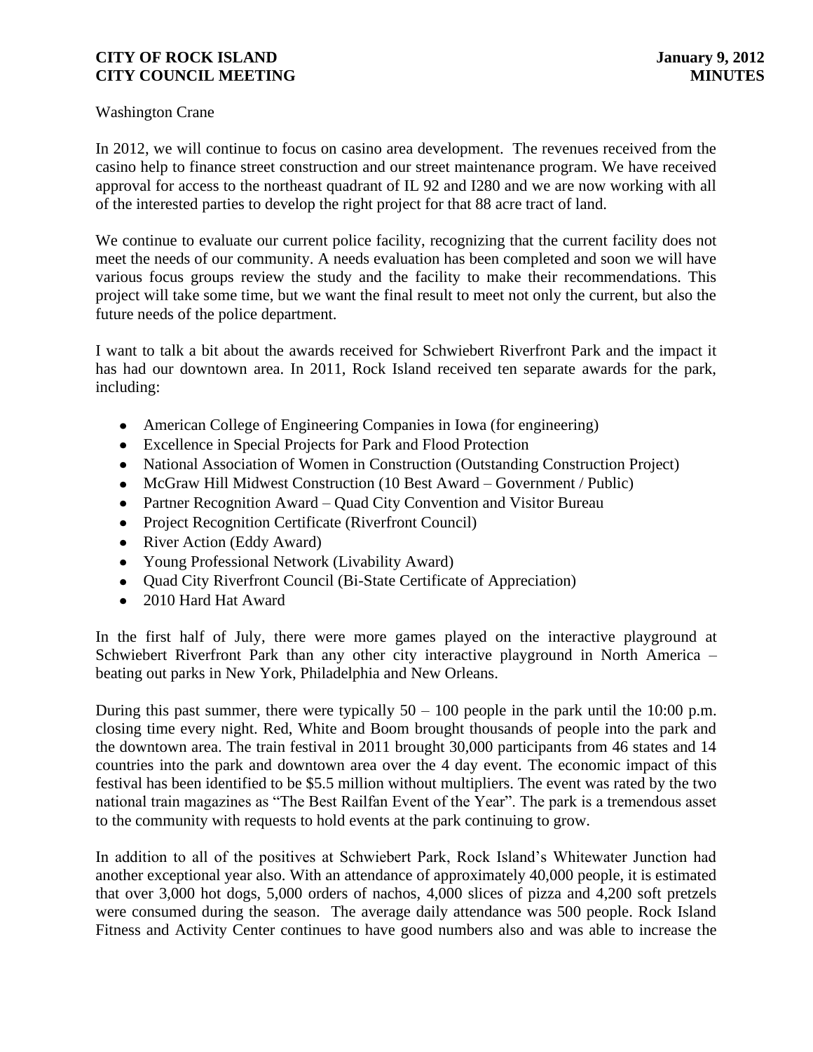Washington Crane

In 2012, we will continue to focus on casino area development. The revenues received from the casino help to finance street construction and our street maintenance program. We have received approval for access to the northeast quadrant of IL 92 and I280 and we are now working with all of the interested parties to develop the right project for that 88 acre tract of land.

We continue to evaluate our current police facility, recognizing that the current facility does not meet the needs of our community. A needs evaluation has been completed and soon we will have various focus groups review the study and the facility to make their recommendations. This project will take some time, but we want the final result to meet not only the current, but also the future needs of the police department.

I want to talk a bit about the awards received for Schwiebert Riverfront Park and the impact it has had our downtown area. In 2011, Rock Island received ten separate awards for the park, including:

- American College of Engineering Companies in Iowa (for engineering)
- Excellence in Special Projects for Park and Flood Protection
- National Association of Women in Construction (Outstanding Construction Project)
- McGraw Hill Midwest Construction (10 Best Award – Government / Public)
- Partner Recognition Award – Quad City Convention and Visitor Bureau
- Project Recognition Certificate (Riverfront Council)
- River Action (Eddy Award)
- Young Professional Network (Livability Award)
- Quad City Riverfront Council (Bi-State Certificate of Appreciation)
- 2010 Hard Hat Award

In the first half of July, there were more games played on the interactive playground at Schwiebert Riverfront Park than any other city interactive playground in North America – beating out parks in New York, Philadelphia and New Orleans.

During this past summer, there were typically 50 – 100 people in the park until the 10:00 p.m. closing time every night. Red, White and Boom brought thousands of people into the park and the downtown area. The train festival in 2011 brought 30,000 participants from 46 states and 14 countries into the park and downtown area over the 4 day event. The economic impact of this festival has been identified to be $5.5 million without multipliers. The event was rated by the two national train magazines as "The Best Railfan Event of the Year". The park is a tremendous asset to the community with requests to hold events at the park continuing to grow.

In addition to all of the positives at Schwiebert Park, Rock Island's Whitewater Junction had another exceptional year also. With an attendance of approximately 40,000 people, it is estimated that over 3,000 hot dogs, 5,000 orders of nachos, 4,000 slices of pizza and 4,200 soft pretzels were consumed during the season. The average daily attendance was 500 people. Rock Island Fitness and Activity Center continues to have good numbers also and was able to increase the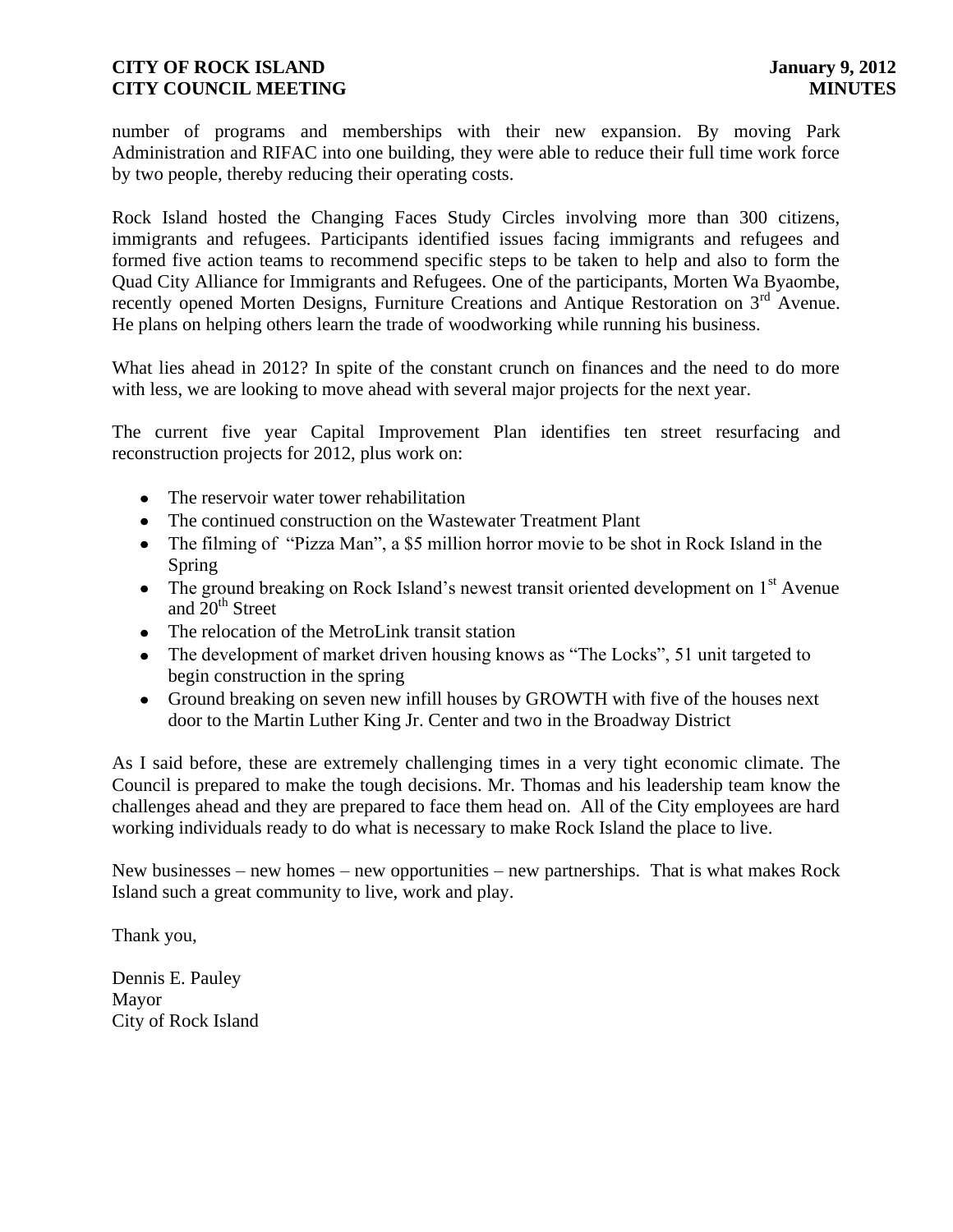number of programs and memberships with their new expansion. By moving Park Administration and RIFAC into one building, they were able to reduce their full time work force by two people, thereby reducing their operating costs.

Rock Island hosted the Changing Faces Study Circles involving more than 300 citizens, immigrants and refugees. Participants identified issues facing immigrants and refugees and formed five action teams to recommend specific steps to be taken to help and also to form the Quad City Alliance for Immigrants and Refugees. One of the participants, Morten Wa Byaombe, recently opened Morten Designs, Furniture Creations and Antique Restoration on 3rd Avenue. He plans on helping others learn the trade of woodworking while running his business.

What lies ahead in 2012? In spite of the constant crunch on finances and the need to do more with less, we are looking to move ahead with several major projects for the next year.

The current five year Capital Improvement Plan identifies ten street resurfacing and reconstruction projects for 2012, plus work on:

- The reservoir water tower rehabilitation
- The continued construction on the Wastewater Treatment Plant
- The filming of "Pizza Man", a $5 million horror movie to be shot in Rock Island in the Spring
- The ground breaking on Rock Island's newest transit oriented development on 1st Avenue and 20th Street
- The relocation of the MetroLink transit station
- The development of market driven housing knows as "The Locks", 51 unit targeted to begin construction in the spring
- Ground breaking on seven new infill houses by GROWTH with five of the houses next door to the Martin Luther King Jr. Center and two in the Broadway District

As I said before, these are extremely challenging times in a very tight economic climate. The Council is prepared to make the tough decisions. Mr. Thomas and his leadership team know the challenges ahead and they are prepared to face them head on. All of the City employees are hard working individuals ready to do what is necessary to make Rock Island the place to live.

New businesses – new homes – new opportunities – new partnerships. That is what makes Rock Island such a great community to live, work and play.

Thank you,

Dennis E. Pauley
Mayor
City of Rock Island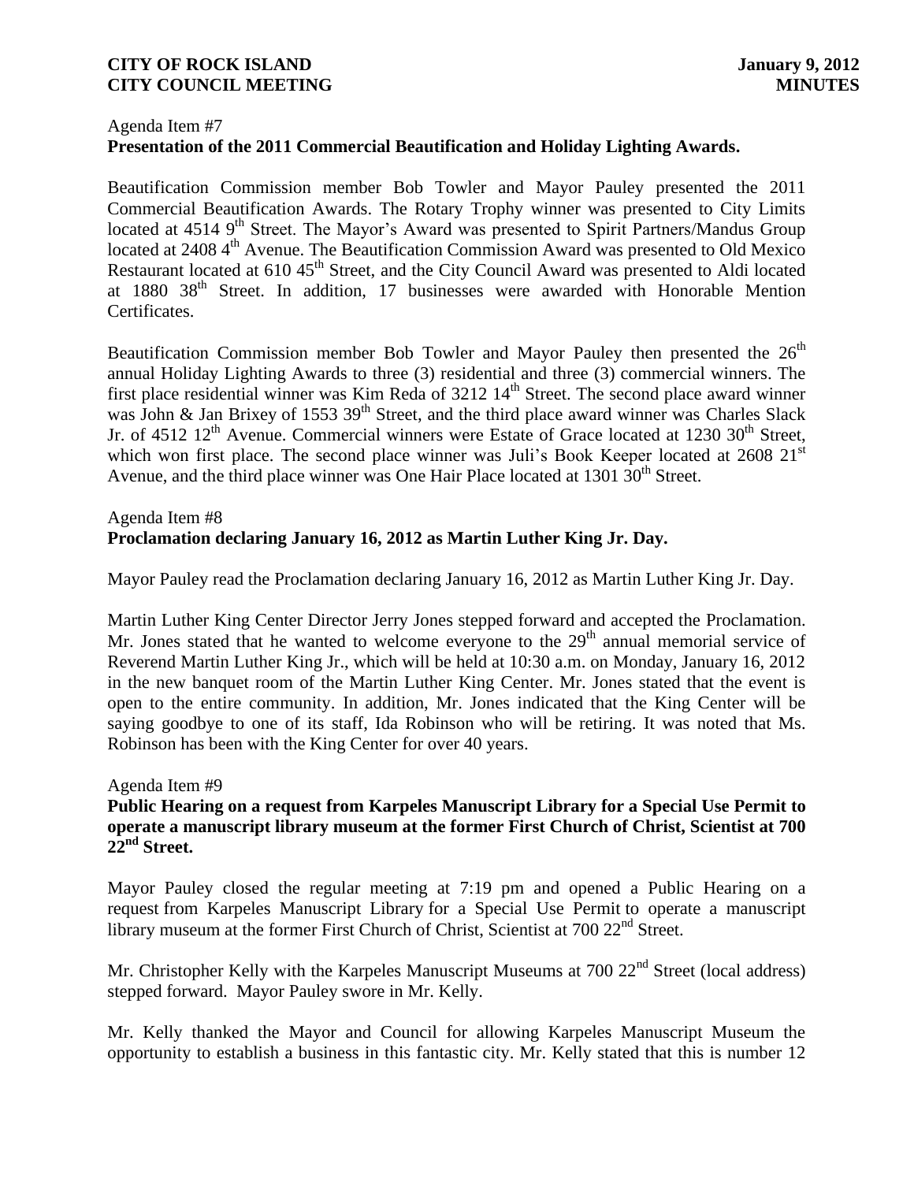Agenda Item #7
**Presentation of the 2011 Commercial Beautification and Holiday Lighting Awards.**

Beautification Commission member Bob Towler and Mayor Pauley presented the 2011 Commercial Beautification Awards. The Rotary Trophy winner was presented to City Limits located at 4514 9th Street. The Mayor's Award was presented to Spirit Partners/Mandus Group located at 2408 4th Avenue. The Beautification Commission Award was presented to Old Mexico Restaurant located at 610 45th Street, and the City Council Award was presented to Aldi located at 1880 38th Street. In addition, 17 businesses were awarded with Honorable Mention Certificates.

Beautification Commission member Bob Towler and Mayor Pauley then presented the 26th annual Holiday Lighting Awards to three (3) residential and three (3) commercial winners. The first place residential winner was Kim Reda of 3212 14th Street. The second place award winner was John & Jan Brixey of 1553 39th Street, and the third place award winner was Charles Slack Jr. of 4512 12th Avenue. Commercial winners were Estate of Grace located at 1230 30th Street, which won first place. The second place winner was Juli's Book Keeper located at 2608 21st Avenue, and the third place winner was One Hair Place located at 1301 30th Street.

Agenda Item #8
**Proclamation declaring January 16, 2012 as Martin Luther King Jr. Day.**

Mayor Pauley read the Proclamation declaring January 16, 2012 as Martin Luther King Jr. Day.

Martin Luther King Center Director Jerry Jones stepped forward and accepted the Proclamation. Mr. Jones stated that he wanted to welcome everyone to the 29th annual memorial service of Reverend Martin Luther King Jr., which will be held at 10:30 a.m. on Monday, January 16, 2012 in the new banquet room of the Martin Luther King Center. Mr. Jones stated that the event is open to the entire community. In addition, Mr. Jones indicated that the King Center will be saying goodbye to one of its staff, Ida Robinson who will be retiring. It was noted that Ms. Robinson has been with the King Center for over 40 years.

Agenda Item #9
**Public Hearing on a request from Karpeles Manuscript Library for a Special Use Permit to operate a manuscript library museum at the former First Church of Christ, Scientist at 700 22nd Street.**

Mayor Pauley closed the regular meeting at 7:19 pm and opened a Public Hearing on a request from Karpeles Manuscript Library for a Special Use Permit to operate a manuscript library museum at the former First Church of Christ, Scientist at 700 22nd Street.

Mr. Christopher Kelly with the Karpeles Manuscript Museums at 700 22nd Street (local address) stepped forward. Mayor Pauley swore in Mr. Kelly.

Mr. Kelly thanked the Mayor and Council for allowing Karpeles Manuscript Museum the opportunity to establish a business in this fantastic city. Mr. Kelly stated that this is number 12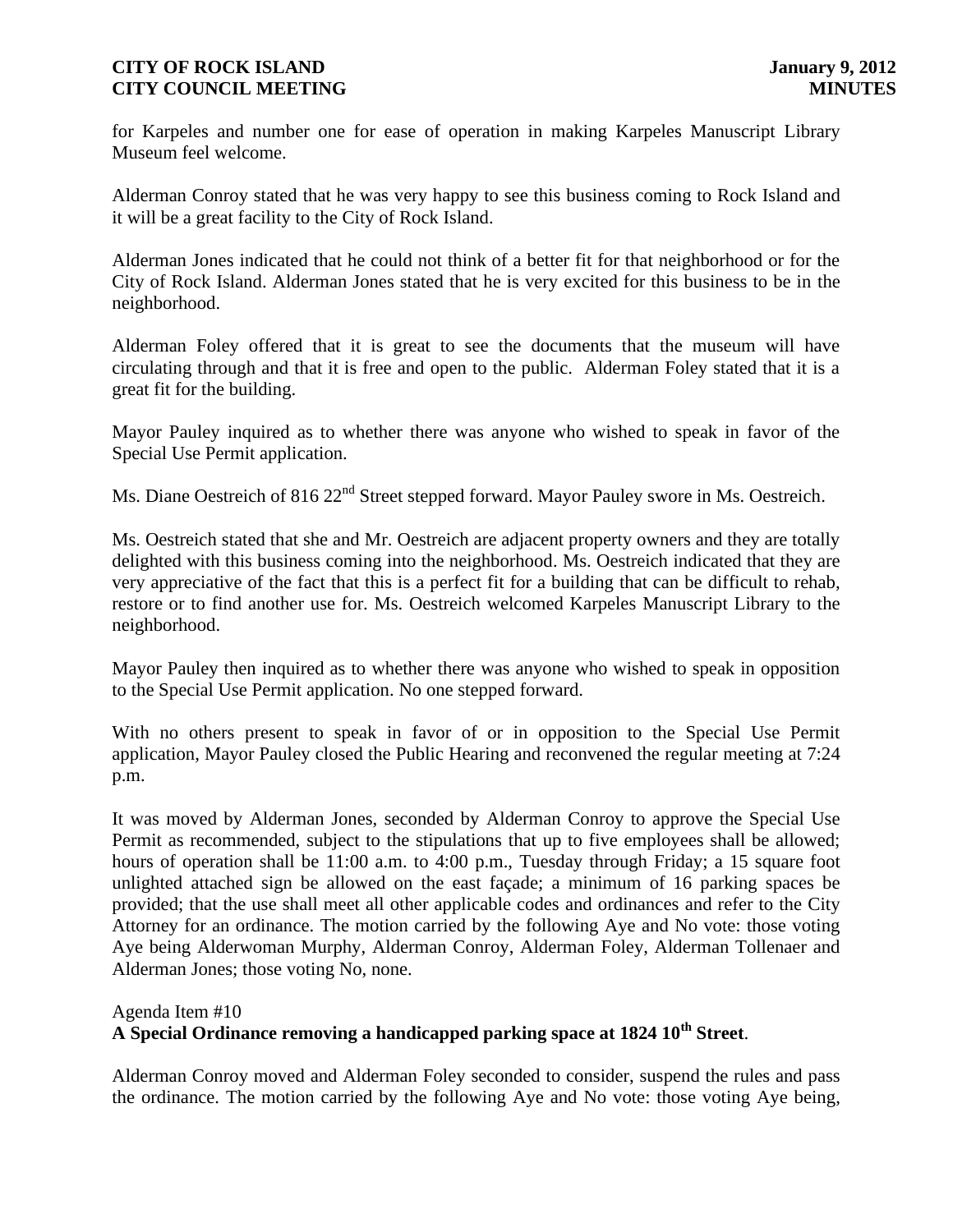for Karpeles and number one for ease of operation in making Karpeles Manuscript Library Museum feel welcome.

Alderman Conroy stated that he was very happy to see this business coming to Rock Island and it will be a great facility to the City of Rock Island.

Alderman Jones indicated that he could not think of a better fit for that neighborhood or for the City of Rock Island. Alderman Jones stated that he is very excited for this business to be in the neighborhood.

Alderman Foley offered that it is great to see the documents that the museum will have circulating through and that it is free and open to the public. Alderman Foley stated that it is a great fit for the building.

Mayor Pauley inquired as to whether there was anyone who wished to speak in favor of the Special Use Permit application.

Ms. Diane Oestreich of 816 22nd Street stepped forward. Mayor Pauley swore in Ms. Oestreich.

Ms. Oestreich stated that she and Mr. Oestreich are adjacent property owners and they are totally delighted with this business coming into the neighborhood. Ms. Oestreich indicated that they are very appreciative of the fact that this is a perfect fit for a building that can be difficult to rehab, restore or to find another use for. Ms. Oestreich welcomed Karpeles Manuscript Library to the neighborhood.

Mayor Pauley then inquired as to whether there was anyone who wished to speak in opposition to the Special Use Permit application. No one stepped forward.

With no others present to speak in favor of or in opposition to the Special Use Permit application, Mayor Pauley closed the Public Hearing and reconvened the regular meeting at 7:24 p.m.

It was moved by Alderman Jones, seconded by Alderman Conroy to approve the Special Use Permit as recommended, subject to the stipulations that up to five employees shall be allowed; hours of operation shall be 11:00 a.m. to 4:00 p.m., Tuesday through Friday; a 15 square foot unlighted attached sign be allowed on the east façade; a minimum of 16 parking spaces be provided; that the use shall meet all other applicable codes and ordinances and refer to the City Attorney for an ordinance. The motion carried by the following Aye and No vote: those voting Aye being Alderwoman Murphy, Alderman Conroy, Alderman Foley, Alderman Tollenaer and Alderman Jones; those voting No, none.

Agenda Item #10
**A Special Ordinance removing a handicapped parking space at 1824 10th Street**.

Alderman Conroy moved and Alderman Foley seconded to consider, suspend the rules and pass the ordinance. The motion carried by the following Aye and No vote: those voting Aye being,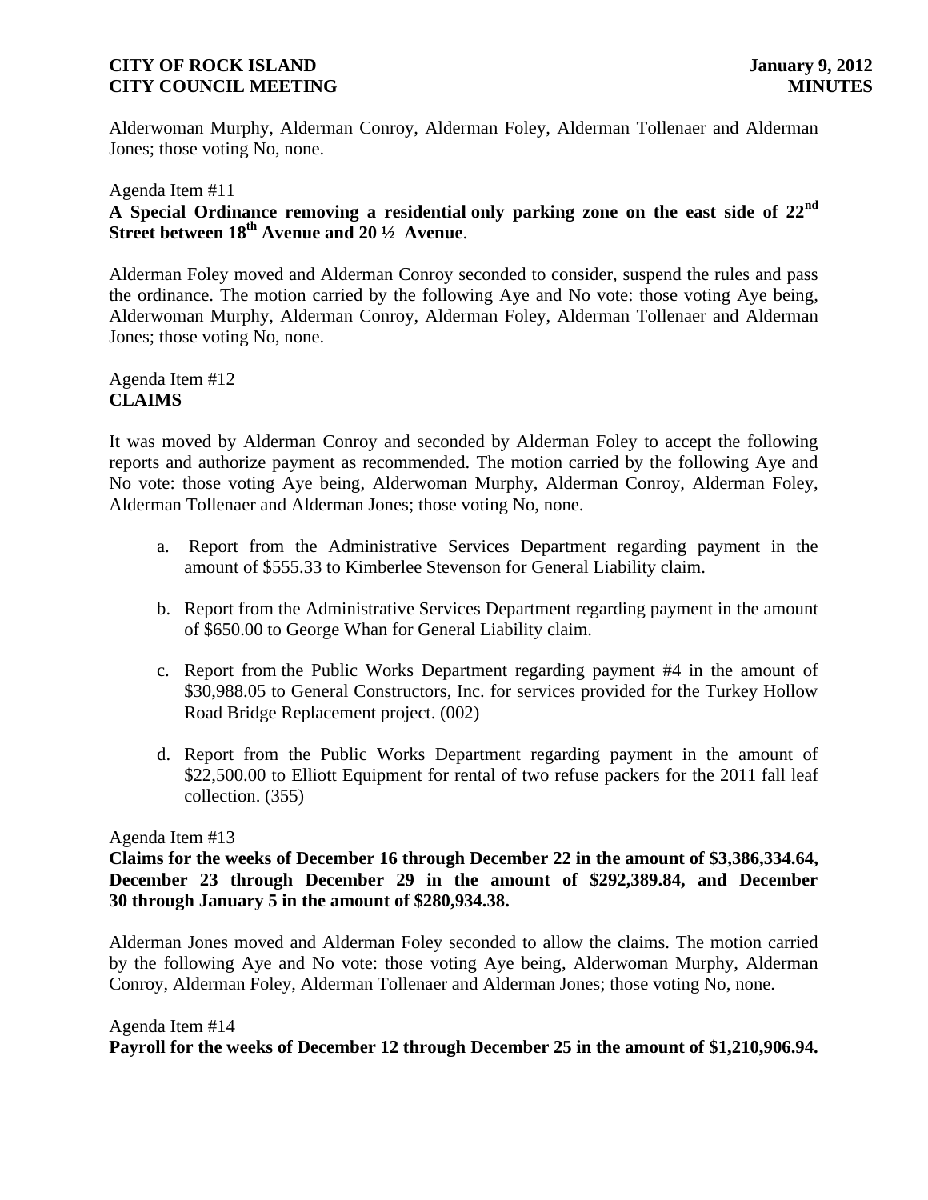Alderwoman Murphy, Alderman Conroy, Alderman Foley, Alderman Tollenaer and Alderman Jones; those voting No, none.

Agenda Item #11
**A Special Ordinance removing a residential only parking zone on the east side of 22nd Street between 18th Avenue and 20 ½ Avenue**.

Alderman Foley moved and Alderman Conroy seconded to consider, suspend the rules and pass the ordinance. The motion carried by the following Aye and No vote: those voting Aye being, Alderwoman Murphy, Alderman Conroy, Alderman Foley, Alderman Tollenaer and Alderman Jones; those voting No, none.

Agenda Item #12
**CLAIMS**

It was moved by Alderman Conroy and seconded by Alderman Foley to accept the following reports and authorize payment as recommended. The motion carried by the following Aye and No vote: those voting Aye being, Alderwoman Murphy, Alderman Conroy, Alderman Foley, Alderman Tollenaer and Alderman Jones; those voting No, none.

a. Report from the Administrative Services Department regarding payment in the amount of $555.33 to Kimberlee Stevenson for General Liability claim.

b. Report from the Administrative Services Department regarding payment in the amount of $650.00 to George Whan for General Liability claim.

c. Report from the Public Works Department regarding payment #4 in the amount of $30,988.05 to General Constructors, Inc. for services provided for the Turkey Hollow Road Bridge Replacement project. (002)

d. Report from the Public Works Department regarding payment in the amount of $22,500.00 to Elliott Equipment for rental of two refuse packers for the 2011 fall leaf collection. (355)

Agenda Item #13
**Claims for the weeks of December 16 through December 22 in the amount of $3,386,334.64, December 23 through December 29 in the amount of $292,389.84, and December 30 through January 5 in the amount of $280,934.38.**

Alderman Jones moved and Alderman Foley seconded to allow the claims. The motion carried by the following Aye and No vote: those voting Aye being, Alderwoman Murphy, Alderman Conroy, Alderman Foley, Alderman Tollenaer and Alderman Jones; those voting No, none.

Agenda Item #14
**Payroll for the weeks of December 12 through December 25 in the amount of $1,210,906.94.**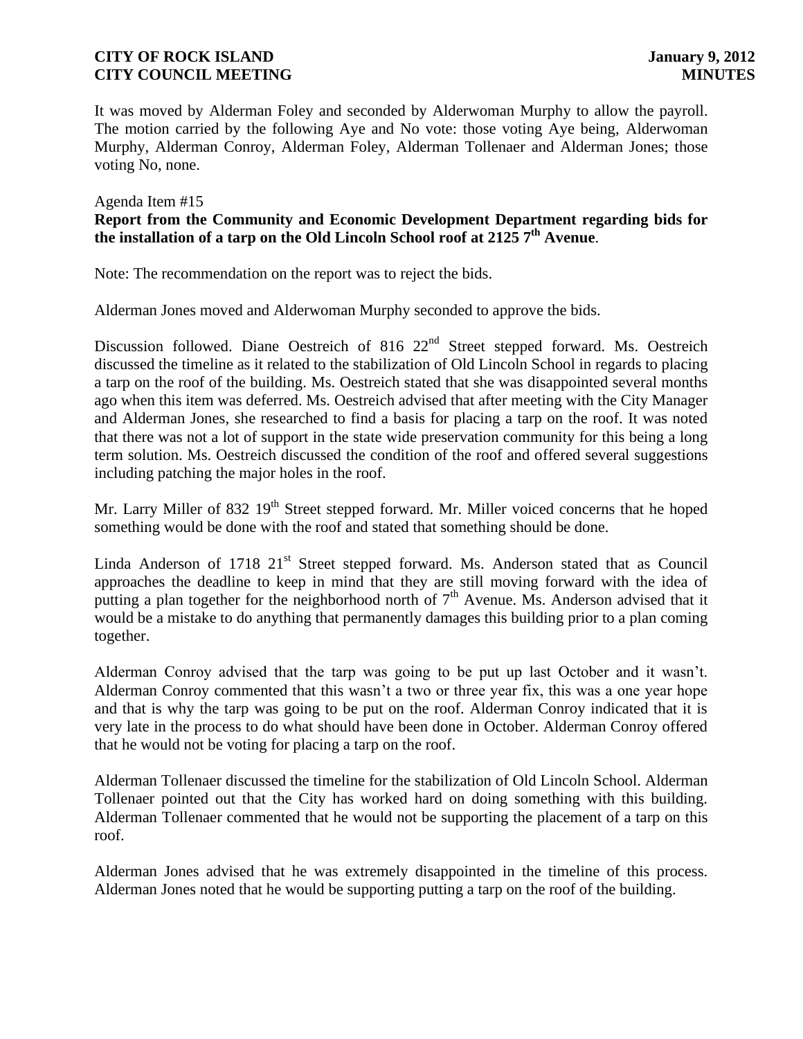It was moved by Alderman Foley and seconded by Alderwoman Murphy to allow the payroll. The motion carried by the following Aye and No vote: those voting Aye being, Alderwoman Murphy, Alderman Conroy, Alderman Foley, Alderman Tollenaer and Alderman Jones; those voting No, none.

Agenda Item #15

**Report from the Community and Economic Development Department regarding bids for the installation of a tarp on the Old Lincoln School roof at 2125 7th Avenue**.

Note: The recommendation on the report was to reject the bids.

Alderman Jones moved and Alderwoman Murphy seconded to approve the bids.

Discussion followed. Diane Oestreich of 816 22nd Street stepped forward. Ms. Oestreich discussed the timeline as it related to the stabilization of Old Lincoln School in regards to placing a tarp on the roof of the building. Ms. Oestreich stated that she was disappointed several months ago when this item was deferred. Ms. Oestreich advised that after meeting with the City Manager and Alderman Jones, she researched to find a basis for placing a tarp on the roof. It was noted that there was not a lot of support in the state wide preservation community for this being a long term solution. Ms. Oestreich discussed the condition of the roof and offered several suggestions including patching the major holes in the roof.

Mr. Larry Miller of 832 19th Street stepped forward. Mr. Miller voiced concerns that he hoped something would be done with the roof and stated that something should be done.

Linda Anderson of 1718 21st Street stepped forward. Ms. Anderson stated that as Council approaches the deadline to keep in mind that they are still moving forward with the idea of putting a plan together for the neighborhood north of 7th Avenue. Ms. Anderson advised that it would be a mistake to do anything that permanently damages this building prior to a plan coming together.

Alderman Conroy advised that the tarp was going to be put up last October and it wasn't. Alderman Conroy commented that this wasn't a two or three year fix, this was a one year hope and that is why the tarp was going to be put on the roof. Alderman Conroy indicated that it is very late in the process to do what should have been done in October. Alderman Conroy offered that he would not be voting for placing a tarp on the roof.

Alderman Tollenaer discussed the timeline for the stabilization of Old Lincoln School. Alderman Tollenaer pointed out that the City has worked hard on doing something with this building. Alderman Tollenaer commented that he would not be supporting the placement of a tarp on this roof.

Alderman Jones advised that he was extremely disappointed in the timeline of this process. Alderman Jones noted that he would be supporting putting a tarp on the roof of the building.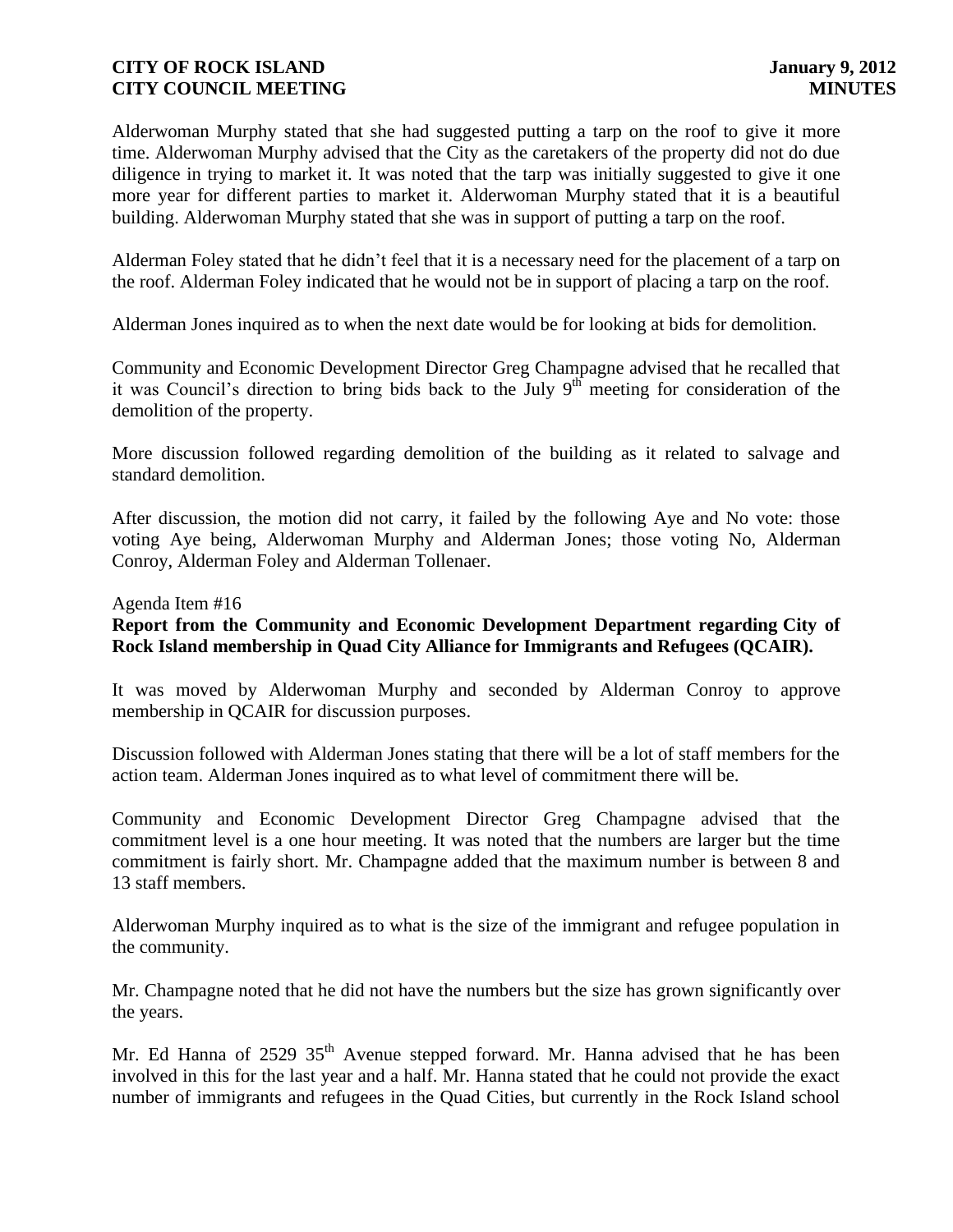Alderwoman Murphy stated that she had suggested putting a tarp on the roof to give it more time. Alderwoman Murphy advised that the City as the caretakers of the property did not do due diligence in trying to market it. It was noted that the tarp was initially suggested to give it one more year for different parties to market it. Alderwoman Murphy stated that it is a beautiful building. Alderwoman Murphy stated that she was in support of putting a tarp on the roof.

Alderman Foley stated that he didn't feel that it is a necessary need for the placement of a tarp on the roof. Alderman Foley indicated that he would not be in support of placing a tarp on the roof.

Alderman Jones inquired as to when the next date would be for looking at bids for demolition.

Community and Economic Development Director Greg Champagne advised that he recalled that it was Council's direction to bring bids back to the July 9th meeting for consideration of the demolition of the property.

More discussion followed regarding demolition of the building as it related to salvage and standard demolition.

After discussion, the motion did not carry, it failed by the following Aye and No vote: those voting Aye being, Alderwoman Murphy and Alderman Jones; those voting No, Alderman Conroy, Alderman Foley and Alderman Tollenaer.

Agenda Item #16

**Report from the Community and Economic Development Department regarding City of Rock Island membership in Quad City Alliance for Immigrants and Refugees (QCAIR).**

It was moved by Alderwoman Murphy and seconded by Alderman Conroy to approve membership in QCAIR for discussion purposes.

Discussion followed with Alderman Jones stating that there will be a lot of staff members for the action team. Alderman Jones inquired as to what level of commitment there will be.

Community and Economic Development Director Greg Champagne advised that the commitment level is a one hour meeting. It was noted that the numbers are larger but the time commitment is fairly short. Mr. Champagne added that the maximum number is between 8 and 13 staff members.

Alderwoman Murphy inquired as to what is the size of the immigrant and refugee population in the community.

Mr. Champagne noted that he did not have the numbers but the size has grown significantly over the years.

Mr. Ed Hanna of 2529 35th Avenue stepped forward. Mr. Hanna advised that he has been involved in this for the last year and a half. Mr. Hanna stated that he could not provide the exact number of immigrants and refugees in the Quad Cities, but currently in the Rock Island school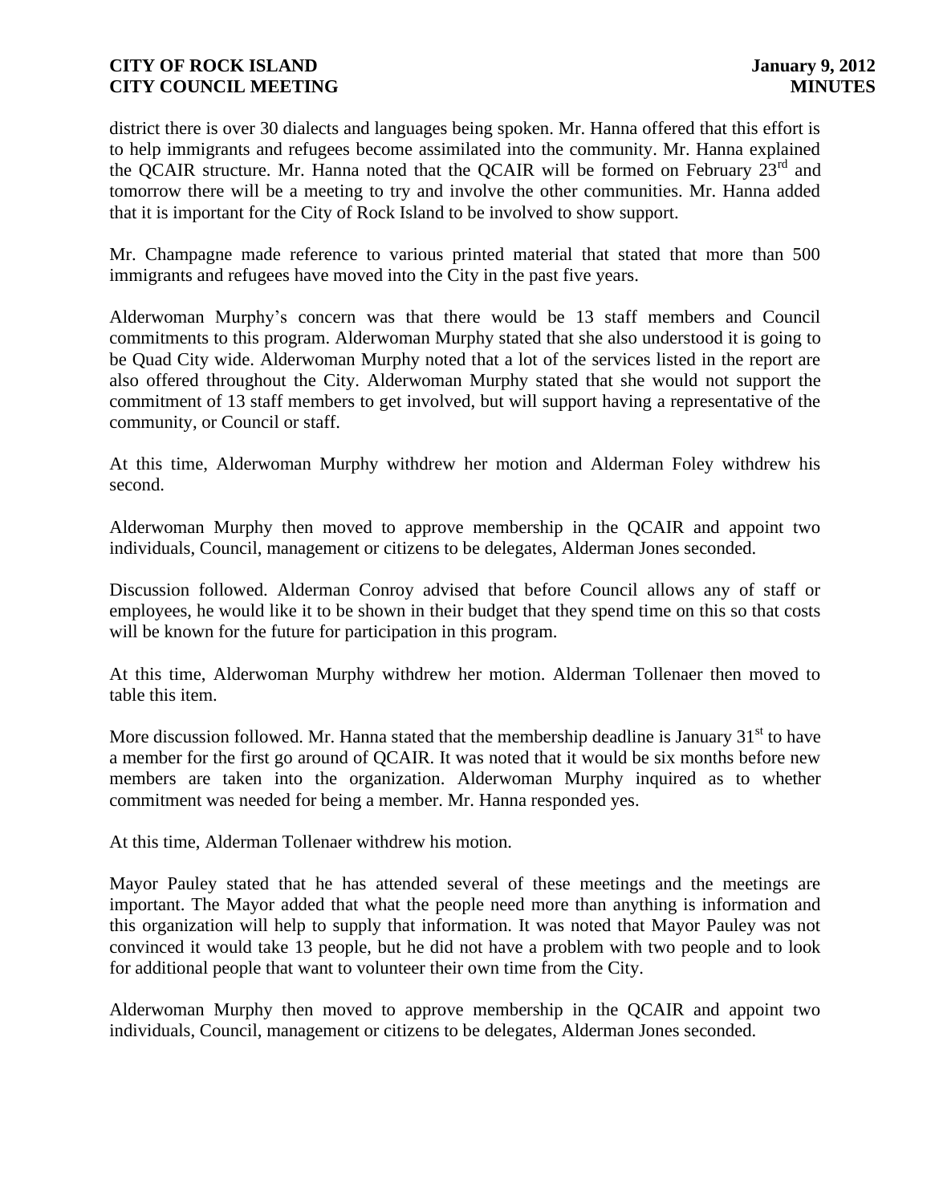district there is over 30 dialects and languages being spoken. Mr. Hanna offered that this effort is to help immigrants and refugees become assimilated into the community. Mr. Hanna explained the QCAIR structure. Mr. Hanna noted that the QCAIR will be formed on February 23rd and tomorrow there will be a meeting to try and involve the other communities. Mr. Hanna added that it is important for the City of Rock Island to be involved to show support.

Mr. Champagne made reference to various printed material that stated that more than 500 immigrants and refugees have moved into the City in the past five years.

Alderwoman Murphy's concern was that there would be 13 staff members and Council commitments to this program. Alderwoman Murphy stated that she also understood it is going to be Quad City wide. Alderwoman Murphy noted that a lot of the services listed in the report are also offered throughout the City. Alderwoman Murphy stated that she would not support the commitment of 13 staff members to get involved, but will support having a representative of the community, or Council or staff.

At this time, Alderwoman Murphy withdrew her motion and Alderman Foley withdrew his second.

Alderwoman Murphy then moved to approve membership in the QCAIR and appoint two individuals, Council, management or citizens to be delegates, Alderman Jones seconded.

Discussion followed. Alderman Conroy advised that before Council allows any of staff or employees, he would like it to be shown in their budget that they spend time on this so that costs will be known for the future for participation in this program.

At this time, Alderwoman Murphy withdrew her motion. Alderman Tollenaer then moved to table this item.

More discussion followed. Mr. Hanna stated that the membership deadline is January 31st to have a member for the first go around of QCAIR. It was noted that it would be six months before new members are taken into the organization. Alderwoman Murphy inquired as to whether commitment was needed for being a member. Mr. Hanna responded yes.

At this time, Alderman Tollenaer withdrew his motion.

Mayor Pauley stated that he has attended several of these meetings and the meetings are important. The Mayor added that what the people need more than anything is information and this organization will help to supply that information. It was noted that Mayor Pauley was not convinced it would take 13 people, but he did not have a problem with two people and to look for additional people that want to volunteer their own time from the City.

Alderwoman Murphy then moved to approve membership in the QCAIR and appoint two individuals, Council, management or citizens to be delegates, Alderman Jones seconded.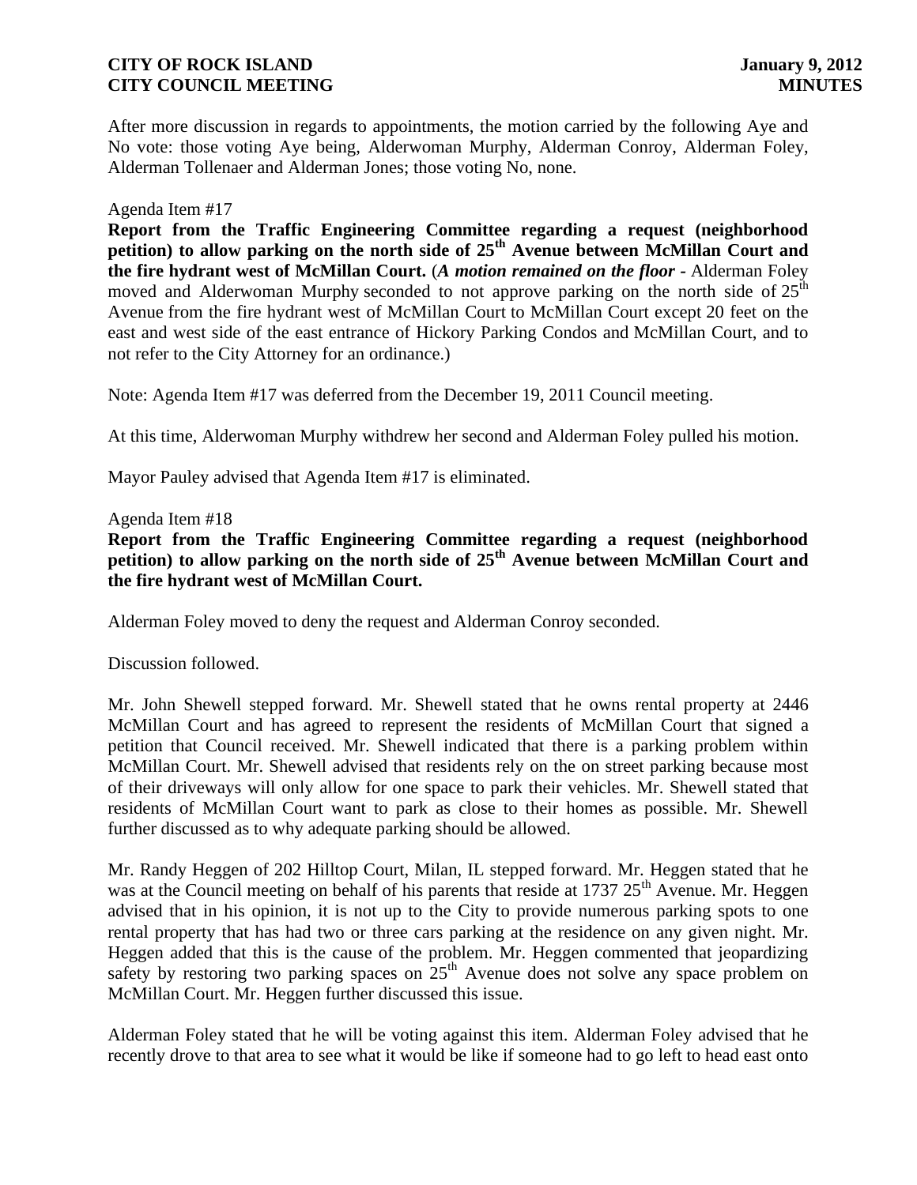After more discussion in regards to appointments, the motion carried by the following Aye and No vote: those voting Aye being, Alderwoman Murphy, Alderman Conroy, Alderman Foley, Alderman Tollenaer and Alderman Jones; those voting No, none.

Agenda Item #17

**Report from the Traffic Engineering Committee regarding a request (neighborhood petition) to allow parking on the north side of 25th Avenue between McMillan Court and the fire hydrant west of McMillan Court.** (***A motion remained on the floor -*** Alderman Foley moved and Alderwoman Murphy seconded to not approve parking on the north side of 25th Avenue from the fire hydrant west of McMillan Court to McMillan Court except 20 feet on the east and west side of the east entrance of Hickory Parking Condos and McMillan Court, and to not refer to the City Attorney for an ordinance.)

Note: Agenda Item #17 was deferred from the December 19, 2011 Council meeting.

At this time, Alderwoman Murphy withdrew her second and Alderman Foley pulled his motion.

Mayor Pauley advised that Agenda Item #17 is eliminated.

Agenda Item #18

**Report from the Traffic Engineering Committee regarding a request (neighborhood petition) to allow parking on the north side of 25th Avenue between McMillan Court and the fire hydrant west of McMillan Court.**

Alderman Foley moved to deny the request and Alderman Conroy seconded.

Discussion followed.

Mr. John Shewell stepped forward. Mr. Shewell stated that he owns rental property at 2446 McMillan Court and has agreed to represent the residents of McMillan Court that signed a petition that Council received. Mr. Shewell indicated that there is a parking problem within McMillan Court. Mr. Shewell advised that residents rely on the on street parking because most of their driveways will only allow for one space to park their vehicles. Mr. Shewell stated that residents of McMillan Court want to park as close to their homes as possible. Mr. Shewell further discussed as to why adequate parking should be allowed.

Mr. Randy Heggen of 202 Hilltop Court, Milan, IL stepped forward. Mr. Heggen stated that he was at the Council meeting on behalf of his parents that reside at 1737 25th Avenue. Mr. Heggen advised that in his opinion, it is not up to the City to provide numerous parking spots to one rental property that has had two or three cars parking at the residence on any given night. Mr. Heggen added that this is the cause of the problem. Mr. Heggen commented that jeopardizing safety by restoring two parking spaces on 25th Avenue does not solve any space problem on McMillan Court. Mr. Heggen further discussed this issue.

Alderman Foley stated that he will be voting against this item. Alderman Foley advised that he recently drove to that area to see what it would be like if someone had to go left to head east onto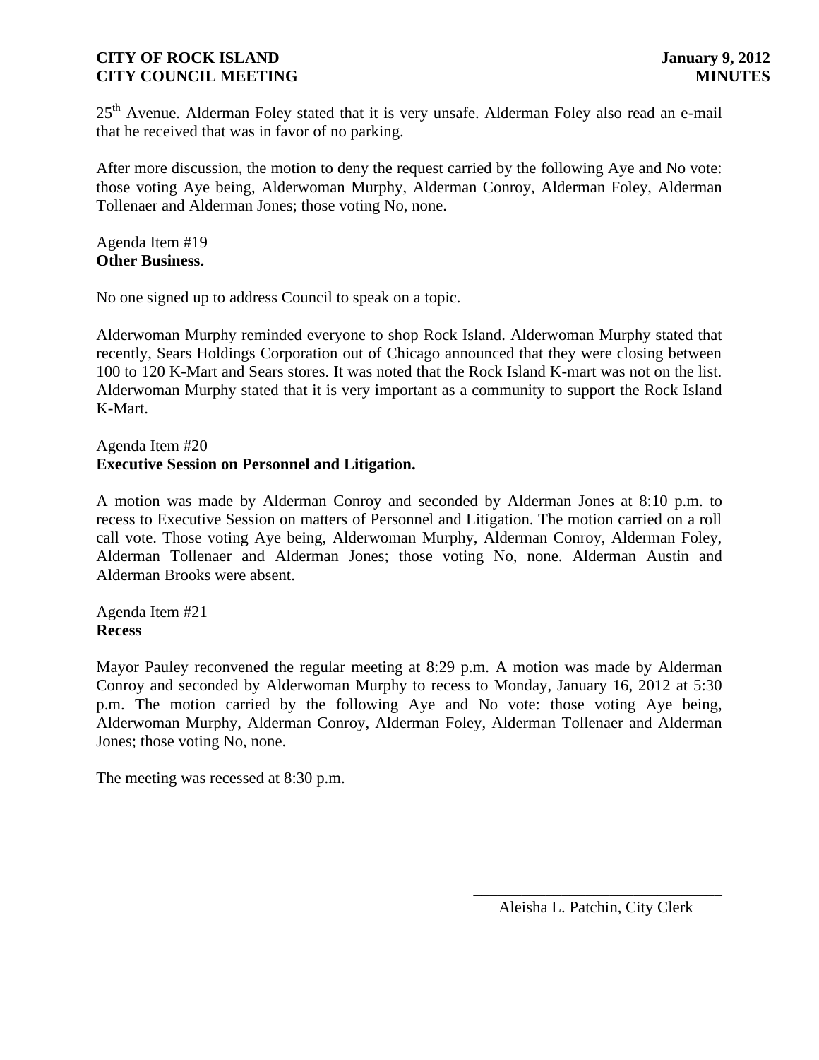25th Avenue. Alderman Foley stated that it is very unsafe. Alderman Foley also read an e-mail that he received that was in favor of no parking.

After more discussion, the motion to deny the request carried by the following Aye and No vote: those voting Aye being, Alderwoman Murphy, Alderman Conroy, Alderman Foley, Alderman Tollenaer and Alderman Jones; those voting No, none.

Agenda Item #19
**Other Business.**

No one signed up to address Council to speak on a topic.

Alderwoman Murphy reminded everyone to shop Rock Island. Alderwoman Murphy stated that recently, Sears Holdings Corporation out of Chicago announced that they were closing between 100 to 120 K-Mart and Sears stores. It was noted that the Rock Island K-mart was not on the list. Alderwoman Murphy stated that it is very important as a community to support the Rock Island K-Mart.

Agenda Item #20
**Executive Session on Personnel and Litigation.**

A motion was made by Alderman Conroy and seconded by Alderman Jones at 8:10 p.m. to recess to Executive Session on matters of Personnel and Litigation. The motion carried on a roll call vote. Those voting Aye being, Alderwoman Murphy, Alderman Conroy, Alderman Foley, Alderman Tollenaer and Alderman Jones; those voting No, none. Alderman Austin and Alderman Brooks were absent.

Agenda Item #21
**Recess**

Mayor Pauley reconvened the regular meeting at 8:29 p.m. A motion was made by Alderman Conroy and seconded by Alderwoman Murphy to recess to Monday, January 16, 2012 at 5:30 p.m. The motion carried by the following Aye and No vote: those voting Aye being, Alderwoman Murphy, Alderman Conroy, Alderman Foley, Alderman Tollenaer and Alderman Jones; those voting No, none.

The meeting was recessed at 8:30 p.m.

\_\_\_\_\_\_\_\_\_\_\_\_\_\_\_\_\_\_\_\_\_\_\_\_\_\_\_\_\_\_
Aleisha L. Patchin, City Clerk